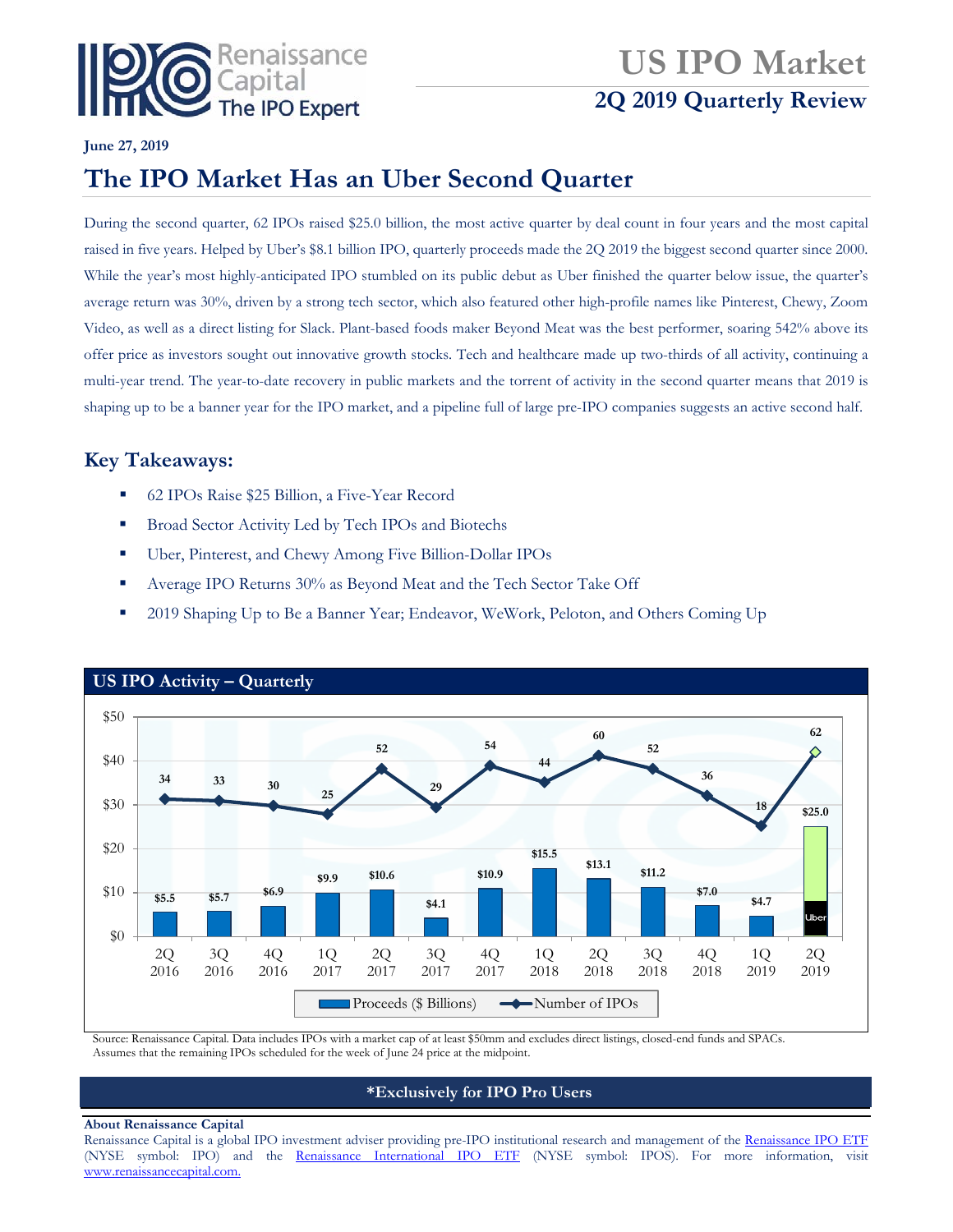# US IPO Market

## 2Q 2019 Quarterly Review

**June 27, 2019**

# The IPO Market Has an Uber Second Quarter

During the second quarter, 62 IPOs raised $25.0 billion, the most active quarter by deal count in four years and the most capital raised in five years. Helped by Uber's $8.1 billion IPO, quarterly proceeds made the 2Q 2019 the biggest second quarter since 2000. While the year's most highly-anticipated IPO stumbled on its public debut as Uber finished the quarter below issue, the quarter's average return was 30%, driven by a strong tech sector, which also featured other high-profile names like Pinterest, Chewy, Zoom Video, as well as a direct listing for Slack. Plant-based foods maker Beyond Meat was the best performer, soaring 542% above its offer price as investors sought out innovative growth stocks. Tech and healthcare made up two-thirds of all activity, continuing a multi-year trend. The year-to-date recovery in public markets and the torrent of activity in the second quarter means that 2019 is shaping up to be a banner year for the IPO market, and a pipeline full of large pre-IPO companies suggests an active second half.

## Key Takeaways:

- 62 IPOs Raise $25 Billion, a Five-Year Record
- Broad Sector Activity Led by Tech IPOs and Biotechs
- Uber, Pinterest, and Chewy Among Five Billion-Dollar IPOs
- Average IPO Returns 30% as Beyond Meat and the Tech Sector Take Off
- 2019 Shaping Up to Be a Banner Year; Endeavor, WeWork, Peloton, and Others Coming Up

### US IPO Activity – Quarterly

| Quarter | Proceeds ($ Billions) | Number of IPOs |
|---|---|---|
| 2Q 2016 | $5.5 | 34 |
| 3Q 2016 | $5.7 | 33 |
| 4Q 2016 | $6.9 | 30 |
| 1Q 2017 | $9.9 | 25 |
| 2Q 2017 | $10.6 | 52 |
| 3Q 2017 | $4.1 | 29 |
| 4Q 2017 | $10.9 | 54 |
| 1Q 2018 | $15.5 | 44 |
| 2Q 2018 | $13.1 | 60 |
| 3Q 2018 | $11.2 | 52 |
| 4Q 2018 | $7.0 | 36 |
| 1Q 2019 | $4.7 | 18 |
| 2Q 2019 | $25.0 (incl. Uber) | 62 |

Source: Renaissance Capital. Data includes IPOs with a market cap of at least $50mm and excludes direct listings, closed-end funds and SPACs. Assumes that the remaining IPOs scheduled for the week of June 24 price at the midpoint.

**\*Exclusively for IPO Pro Users**

**About Renaissance Capital**
Renaissance Capital is a global IPO investment adviser providing pre-IPO institutional research and management of the Renaissance IPO ETF (NYSE symbol: IPO) and the Renaissance International IPO ETF (NYSE symbol: IPOS). For more information, visit www.renaissancecapital.com.